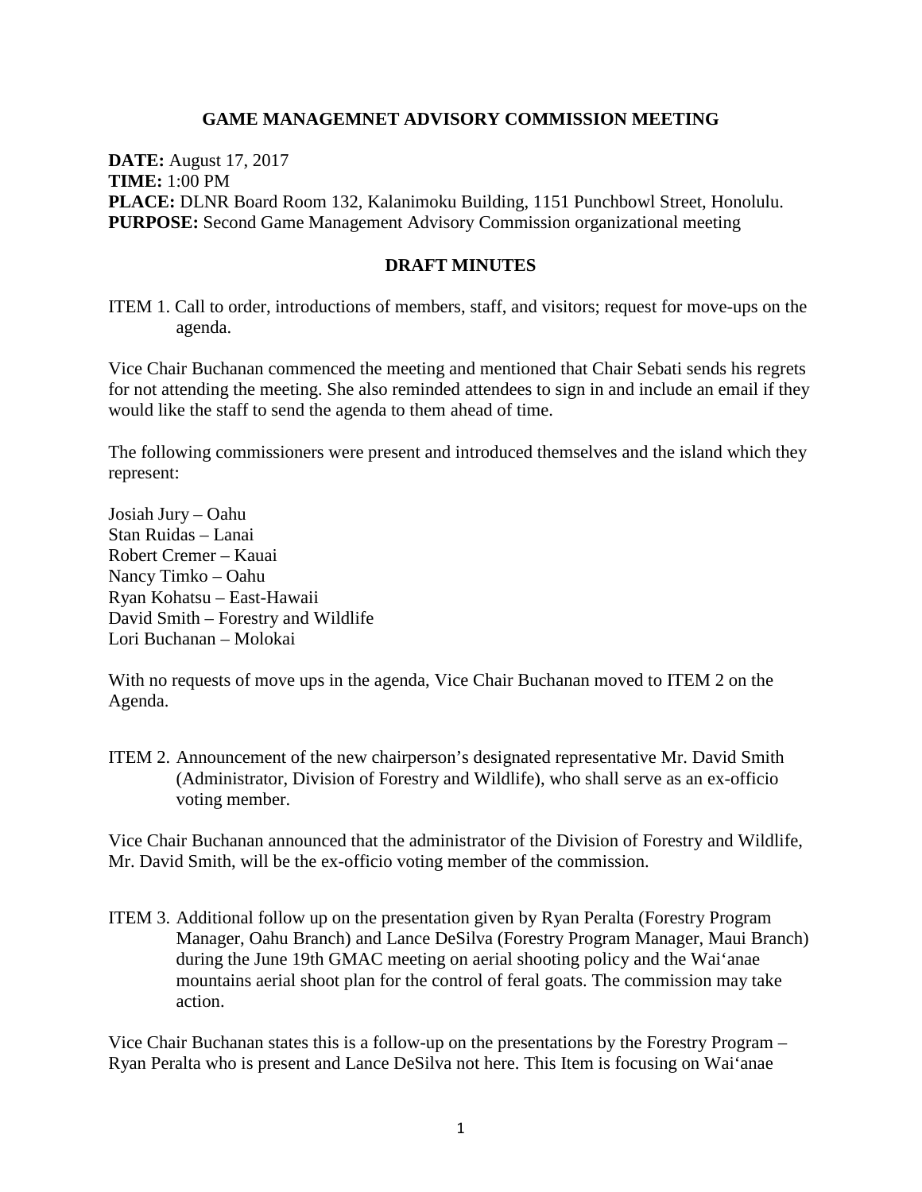# GAME MANAGEMNET ADVISORY COMMISSION MEETING

**DATE:** August 17, 2017
**TIME:** 1:00 PM
**PLACE:** DLNR Board Room 132, Kalanimoku Building, 1151 Punchbowl Street, Honolulu.
**PURPOSE:** Second Game Management Advisory Commission organizational meeting

## DRAFT MINUTES

ITEM 1. Call to order, introductions of members, staff, and visitors; request for move-ups on the agenda.

Vice Chair Buchanan commenced the meeting and mentioned that Chair Sebati sends his regrets for not attending the meeting. She also reminded attendees to sign in and include an email if they would like the staff to send the agenda to them ahead of time.

The following commissioners were present and introduced themselves and the island which they represent:

Josiah Jury – Oahu
Stan Ruidas – Lanai
Robert Cremer – Kauai
Nancy Timko – Oahu
Ryan Kohatsu – East-Hawaii
David Smith – Forestry and Wildlife
Lori Buchanan – Molokai

With no requests of move ups in the agenda, Vice Chair Buchanan moved to ITEM 2 on the Agenda.

ITEM 2. Announcement of the new chairperson's designated representative Mr. David Smith (Administrator, Division of Forestry and Wildlife), who shall serve as an ex-officio voting member.

Vice Chair Buchanan announced that the administrator of the Division of Forestry and Wildlife, Mr. David Smith, will be the ex-officio voting member of the commission.

ITEM 3. Additional follow up on the presentation given by Ryan Peralta (Forestry Program Manager, Oahu Branch) and Lance DeSilva (Forestry Program Manager, Maui Branch) during the June 19th GMAC meeting on aerial shooting policy and the Waiʻanae mountains aerial shoot plan for the control of feral goats. The commission may take action.

Vice Chair Buchanan states this is a follow-up on the presentations by the Forestry Program – Ryan Peralta who is present and Lance DeSilva not here. This Item is focusing on Waiʻanae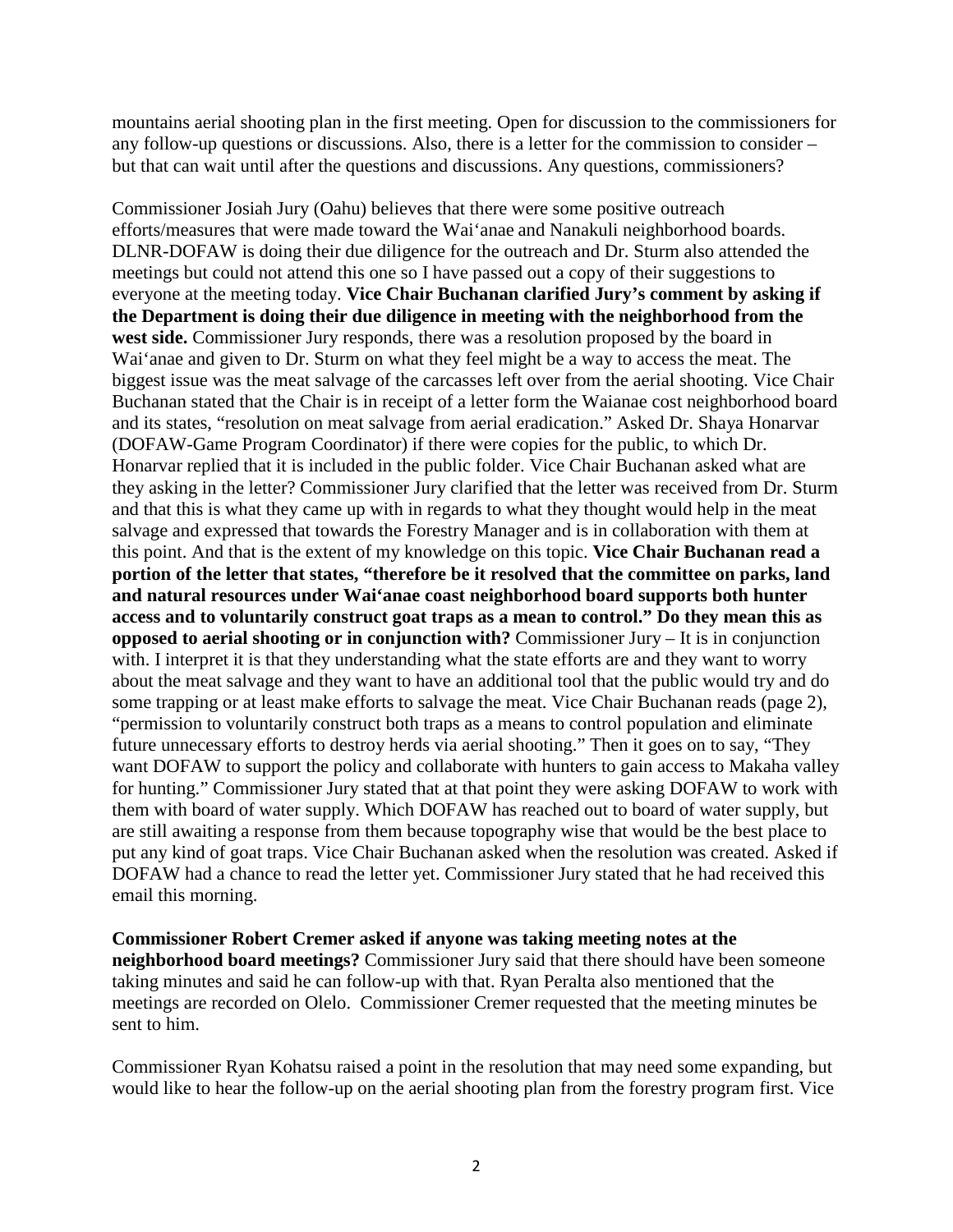mountains aerial shooting plan in the first meeting. Open for discussion to the commissioners for any follow-up questions or discussions. Also, there is a letter for the commission to consider – but that can wait until after the questions and discussions. Any questions, commissioners?

Commissioner Josiah Jury (Oahu) believes that there were some positive outreach efforts/measures that were made toward the Wai'anae and Nanakuli neighborhood boards. DLNR-DOFAW is doing their due diligence for the outreach and Dr. Sturm also attended the meetings but could not attend this one so I have passed out a copy of their suggestions to everyone at the meeting today. **Vice Chair Buchanan clarified Jury's comment by asking if the Department is doing their due diligence in meeting with the neighborhood from the west side.** Commissioner Jury responds, there was a resolution proposed by the board in Wai'anae and given to Dr. Sturm on what they feel might be a way to access the meat. The biggest issue was the meat salvage of the carcasses left over from the aerial shooting. Vice Chair Buchanan stated that the Chair is in receipt of a letter form the Waianae cost neighborhood board and its states, "resolution on meat salvage from aerial eradication." Asked Dr. Shaya Honarvar (DOFAW-Game Program Coordinator) if there were copies for the public, to which Dr. Honarvar replied that it is included in the public folder. Vice Chair Buchanan asked what are they asking in the letter? Commissioner Jury clarified that the letter was received from Dr. Sturm and that this is what they came up with in regards to what they thought would help in the meat salvage and expressed that towards the Forestry Manager and is in collaboration with them at this point. And that is the extent of my knowledge on this topic. **Vice Chair Buchanan read a portion of the letter that states, "therefore be it resolved that the committee on parks, land and natural resources under Wai'anae coast neighborhood board supports both hunter access and to voluntarily construct goat traps as a mean to control." Do they mean this as opposed to aerial shooting or in conjunction with?** Commissioner Jury – It is in conjunction with. I interpret it is that they understanding what the state efforts are and they want to worry about the meat salvage and they want to have an additional tool that the public would try and do some trapping or at least make efforts to salvage the meat. Vice Chair Buchanan reads (page 2), "permission to voluntarily construct both traps as a means to control population and eliminate future unnecessary efforts to destroy herds via aerial shooting." Then it goes on to say, "They want DOFAW to support the policy and collaborate with hunters to gain access to Makaha valley for hunting." Commissioner Jury stated that at that point they were asking DOFAW to work with them with board of water supply. Which DOFAW has reached out to board of water supply, but are still awaiting a response from them because topography wise that would be the best place to put any kind of goat traps. Vice Chair Buchanan asked when the resolution was created. Asked if DOFAW had a chance to read the letter yet. Commissioner Jury stated that he had received this email this morning.

**Commissioner Robert Cremer asked if anyone was taking meeting notes at the neighborhood board meetings?** Commissioner Jury said that there should have been someone taking minutes and said he can follow-up with that. Ryan Peralta also mentioned that the meetings are recorded on Olelo. Commissioner Cremer requested that the meeting minutes be sent to him.

Commissioner Ryan Kohatsu raised a point in the resolution that may need some expanding, but would like to hear the follow-up on the aerial shooting plan from the forestry program first. Vice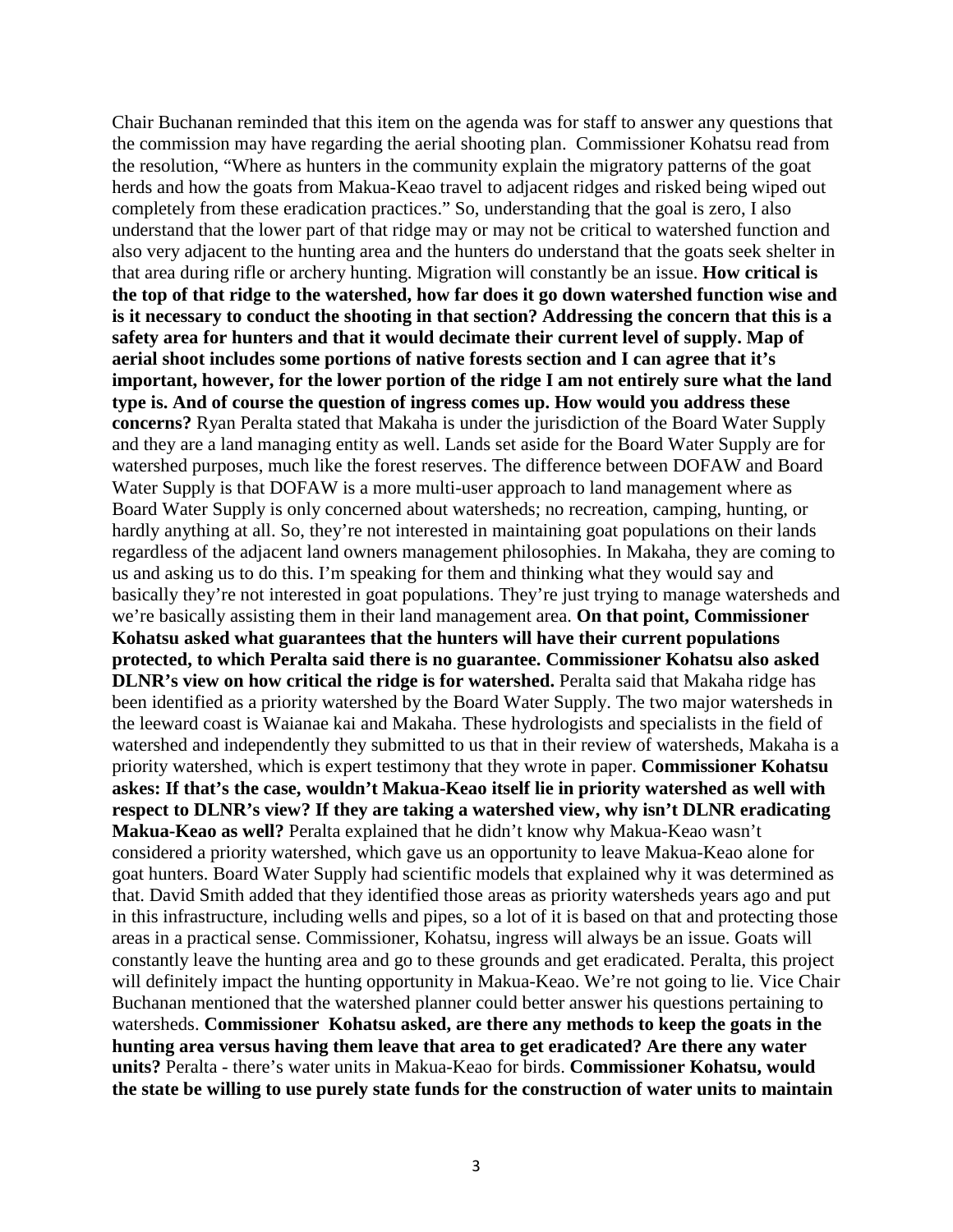Chair Buchanan reminded that this item on the agenda was for staff to answer any questions that the commission may have regarding the aerial shooting plan. Commissioner Kohatsu read from the resolution, "Where as hunters in the community explain the migratory patterns of the goat herds and how the goats from Makua-Keao travel to adjacent ridges and risked being wiped out completely from these eradication practices." So, understanding that the goal is zero, I also understand that the lower part of that ridge may or may not be critical to watershed function and also very adjacent to the hunting area and the hunters do understand that the goats seek shelter in that area during rifle or archery hunting. Migration will constantly be an issue. **How critical is the top of that ridge to the watershed, how far does it go down watershed function wise and is it necessary to conduct the shooting in that section? Addressing the concern that this is a safety area for hunters and that it would decimate their current level of supply. Map of aerial shoot includes some portions of native forests section and I can agree that it's important, however, for the lower portion of the ridge I am not entirely sure what the land type is. And of course the question of ingress comes up. How would you address these concerns?** Ryan Peralta stated that Makaha is under the jurisdiction of the Board Water Supply and they are a land managing entity as well. Lands set aside for the Board Water Supply are for watershed purposes, much like the forest reserves. The difference between DOFAW and Board Water Supply is that DOFAW is a more multi-user approach to land management where as Board Water Supply is only concerned about watersheds; no recreation, camping, hunting, or hardly anything at all. So, they're not interested in maintaining goat populations on their lands regardless of the adjacent land owners management philosophies. In Makaha, they are coming to us and asking us to do this. I'm speaking for them and thinking what they would say and basically they're not interested in goat populations. They're just trying to manage watersheds and we're basically assisting them in their land management area. **On that point, Commissioner Kohatsu asked what guarantees that the hunters will have their current populations protected, to which Peralta said there is no guarantee. Commissioner Kohatsu also asked DLNR's view on how critical the ridge is for watershed.** Peralta said that Makaha ridge has been identified as a priority watershed by the Board Water Supply. The two major watersheds in the leeward coast is Waianae kai and Makaha. These hydrologists and specialists in the field of watershed and independently they submitted to us that in their review of watersheds, Makaha is a priority watershed, which is expert testimony that they wrote in paper. **Commissioner Kohatsu askes: If that's the case, wouldn't Makua-Keao itself lie in priority watershed as well with respect to DLNR's view? If they are taking a watershed view, why isn't DLNR eradicating Makua-Keao as well?** Peralta explained that he didn't know why Makua-Keao wasn't considered a priority watershed, which gave us an opportunity to leave Makua-Keao alone for goat hunters. Board Water Supply had scientific models that explained why it was determined as that. David Smith added that they identified those areas as priority watersheds years ago and put in this infrastructure, including wells and pipes, so a lot of it is based on that and protecting those areas in a practical sense. Commissioner, Kohatsu, ingress will always be an issue. Goats will constantly leave the hunting area and go to these grounds and get eradicated. Peralta, this project will definitely impact the hunting opportunity in Makua-Keao. We're not going to lie. Vice Chair Buchanan mentioned that the watershed planner could better answer his questions pertaining to watersheds. **Commissioner Kohatsu asked, are there any methods to keep the goats in the hunting area versus having them leave that area to get eradicated? Are there any water units?** Peralta - there's water units in Makua-Keao for birds. **Commissioner Kohatsu, would the state be willing to use purely state funds for the construction of water units to maintain**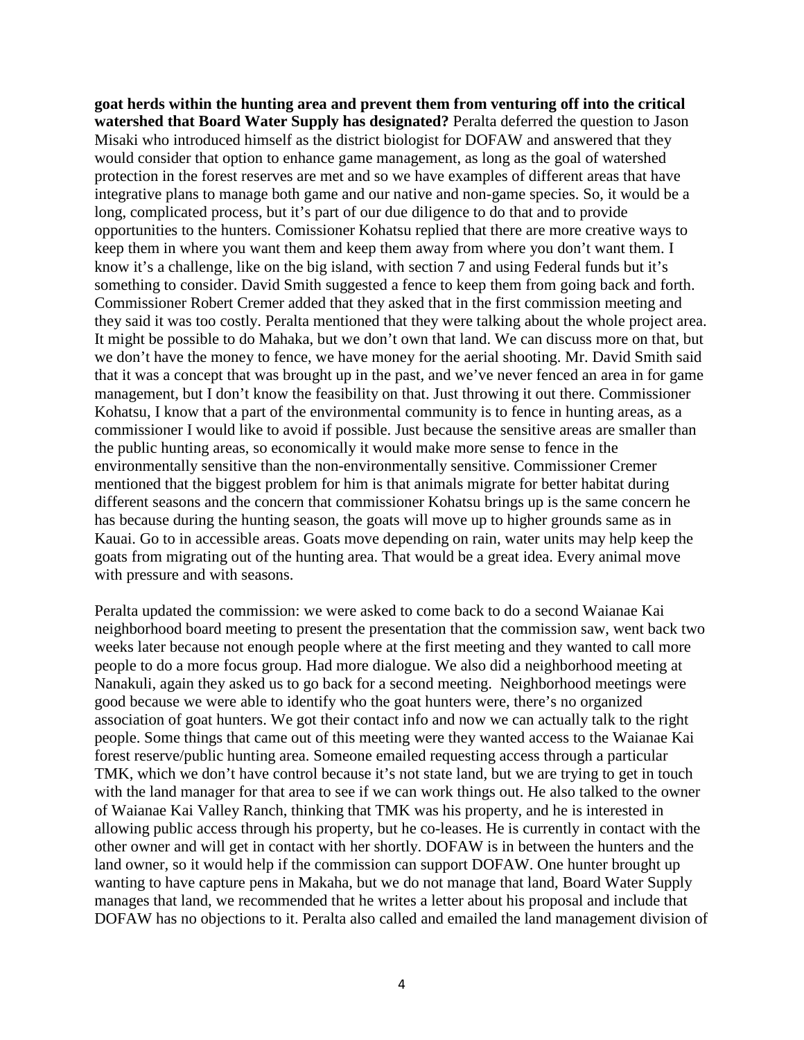**goat herds within the hunting area and prevent them from venturing off into the critical watershed that Board Water Supply has designated?** Peralta deferred the question to Jason Misaki who introduced himself as the district biologist for DOFAW and answered that they would consider that option to enhance game management, as long as the goal of watershed protection in the forest reserves are met and so we have examples of different areas that have integrative plans to manage both game and our native and non-game species. So, it would be a long, complicated process, but it's part of our due diligence to do that and to provide opportunities to the hunters. Comissioner Kohatsu replied that there are more creative ways to keep them in where you want them and keep them away from where you don't want them. I know it's a challenge, like on the big island, with section 7 and using Federal funds but it's something to consider. David Smith suggested a fence to keep them from going back and forth. Commissioner Robert Cremer added that they asked that in the first commission meeting and they said it was too costly. Peralta mentioned that they were talking about the whole project area. It might be possible to do Mahaka, but we don't own that land. We can discuss more on that, but we don't have the money to fence, we have money for the aerial shooting. Mr. David Smith said that it was a concept that was brought up in the past, and we've never fenced an area in for game management, but I don't know the feasibility on that. Just throwing it out there. Commissioner Kohatsu, I know that a part of the environmental community is to fence in hunting areas, as a commissioner I would like to avoid if possible. Just because the sensitive areas are smaller than the public hunting areas, so economically it would make more sense to fence in the environmentally sensitive than the non-environmentally sensitive. Commissioner Cremer mentioned that the biggest problem for him is that animals migrate for better habitat during different seasons and the concern that commissioner Kohatsu brings up is the same concern he has because during the hunting season, the goats will move up to higher grounds same as in Kauai. Go to in accessible areas. Goats move depending on rain, water units may help keep the goats from migrating out of the hunting area. That would be a great idea. Every animal move with pressure and with seasons.

Peralta updated the commission: we were asked to come back to do a second Waianae Kai neighborhood board meeting to present the presentation that the commission saw, went back two weeks later because not enough people where at the first meeting and they wanted to call more people to do a more focus group. Had more dialogue. We also did a neighborhood meeting at Nanakuli, again they asked us to go back for a second meeting. Neighborhood meetings were good because we were able to identify who the goat hunters were, there's no organized association of goat hunters. We got their contact info and now we can actually talk to the right people. Some things that came out of this meeting were they wanted access to the Waianae Kai forest reserve/public hunting area. Someone emailed requesting access through a particular TMK, which we don't have control because it's not state land, but we are trying to get in touch with the land manager for that area to see if we can work things out. He also talked to the owner of Waianae Kai Valley Ranch, thinking that TMK was his property, and he is interested in allowing public access through his property, but he co-leases. He is currently in contact with the other owner and will get in contact with her shortly. DOFAW is in between the hunters and the land owner, so it would help if the commission can support DOFAW. One hunter brought up wanting to have capture pens in Makaha, but we do not manage that land, Board Water Supply manages that land, we recommended that he writes a letter about his proposal and include that DOFAW has no objections to it. Peralta also called and emailed the land management division of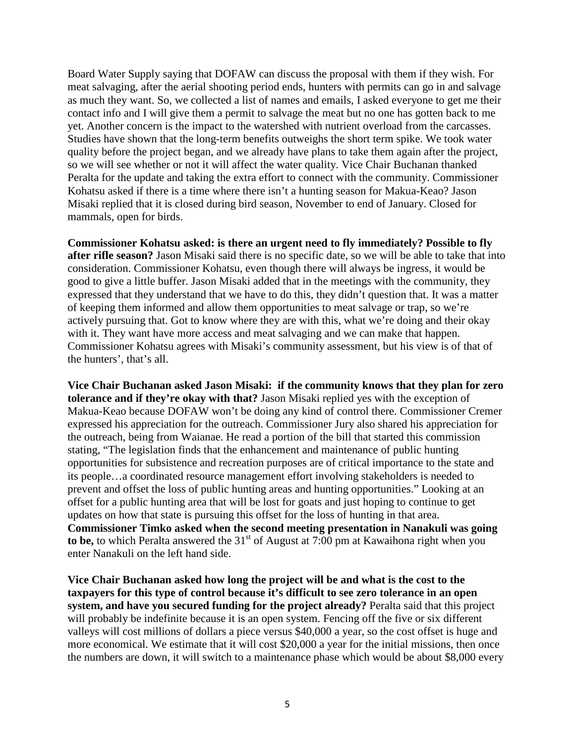Board Water Supply saying that DOFAW can discuss the proposal with them if they wish. For meat salvaging, after the aerial shooting period ends, hunters with permits can go in and salvage as much they want. So, we collected a list of names and emails, I asked everyone to get me their contact info and I will give them a permit to salvage the meat but no one has gotten back to me yet. Another concern is the impact to the watershed with nutrient overload from the carcasses. Studies have shown that the long-term benefits outweighs the short term spike. We took water quality before the project began, and we already have plans to take them again after the project, so we will see whether or not it will affect the water quality. Vice Chair Buchanan thanked Peralta for the update and taking the extra effort to connect with the community. Commissioner Kohatsu asked if there is a time where there isn't a hunting season for Makua-Keao? Jason Misaki replied that it is closed during bird season, November to end of January. Closed for mammals, open for birds.

**Commissioner Kohatsu asked: is there an urgent need to fly immediately? Possible to fly after rifle season?** Jason Misaki said there is no specific date, so we will be able to take that into consideration. Commissioner Kohatsu, even though there will always be ingress, it would be good to give a little buffer. Jason Misaki added that in the meetings with the community, they expressed that they understand that we have to do this, they didn't question that. It was a matter of keeping them informed and allow them opportunities to meat salvage or trap, so we're actively pursuing that. Got to know where they are with this, what we're doing and their okay with it. They want have more access and meat salvaging and we can make that happen. Commissioner Kohatsu agrees with Misaki's community assessment, but his view is of that of the hunters', that's all.

**Vice Chair Buchanan asked Jason Misaki: if the community knows that they plan for zero tolerance and if they're okay with that?** Jason Misaki replied yes with the exception of Makua-Keao because DOFAW won't be doing any kind of control there. Commissioner Cremer expressed his appreciation for the outreach. Commissioner Jury also shared his appreciation for the outreach, being from Waianae. He read a portion of the bill that started this commission stating, "The legislation finds that the enhancement and maintenance of public hunting opportunities for subsistence and recreation purposes are of critical importance to the state and its people…a coordinated resource management effort involving stakeholders is needed to prevent and offset the loss of public hunting areas and hunting opportunities." Looking at an offset for a public hunting area that will be lost for goats and just hoping to continue to get updates on how that state is pursuing this offset for the loss of hunting in that area. **Commissioner Timko asked when the second meeting presentation in Nanakuli was going to be,** to which Peralta answered the 31st of August at 7:00 pm at Kawaihona right when you enter Nanakuli on the left hand side.

**Vice Chair Buchanan asked how long the project will be and what is the cost to the taxpayers for this type of control because it's difficult to see zero tolerance in an open system, and have you secured funding for the project already?** Peralta said that this project will probably be indefinite because it is an open system. Fencing off the five or six different valleys will cost millions of dollars a piece versus $40,000 a year, so the cost offset is huge and more economical. We estimate that it will cost $20,000 a year for the initial missions, then once the numbers are down, it will switch to a maintenance phase which would be about $8,000 every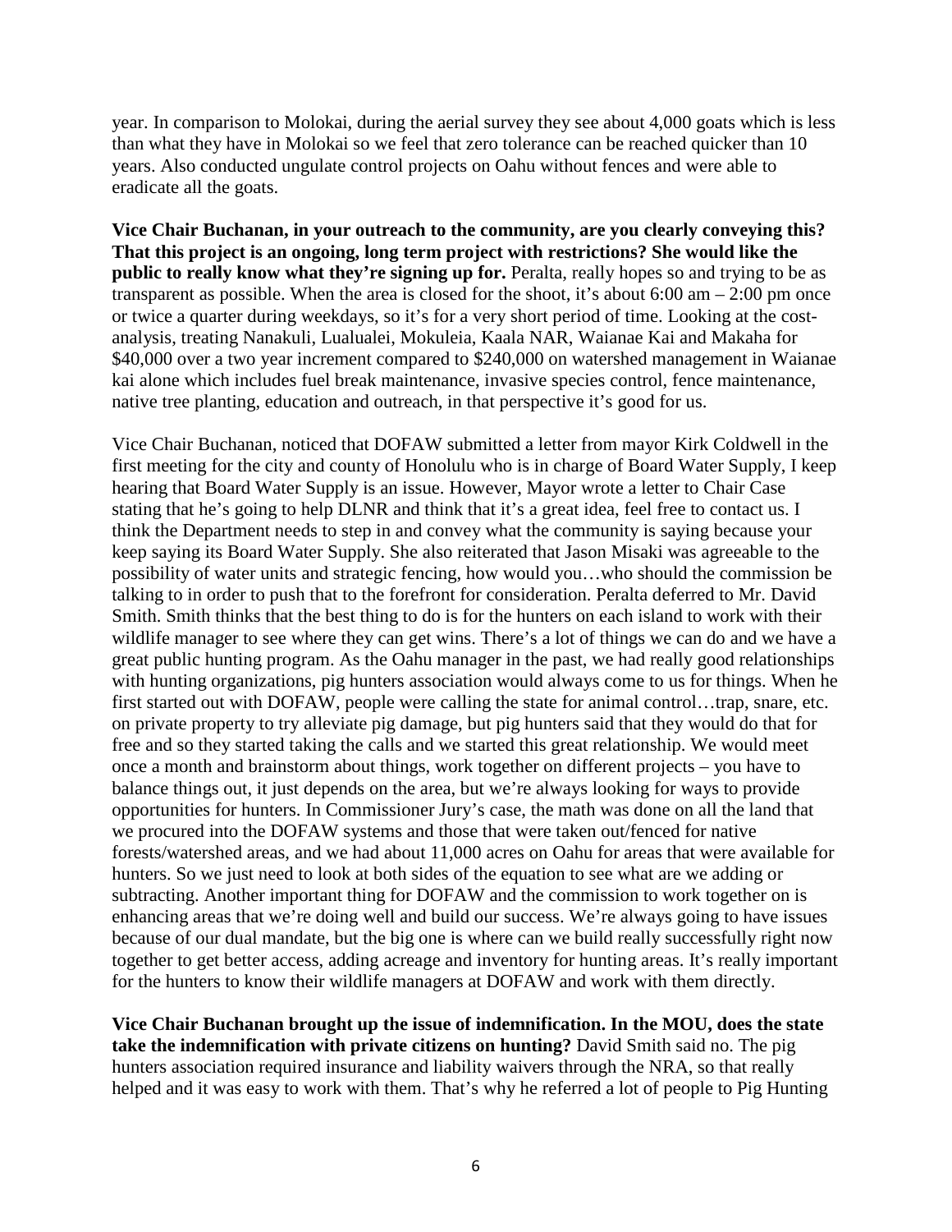year. In comparison to Molokai, during the aerial survey they see about 4,000 goats which is less than what they have in Molokai so we feel that zero tolerance can be reached quicker than 10 years. Also conducted ungulate control projects on Oahu without fences and were able to eradicate all the goats.

**Vice Chair Buchanan, in your outreach to the community, are you clearly conveying this? That this project is an ongoing, long term project with restrictions? She would like the public to really know what they're signing up for.** Peralta, really hopes so and trying to be as transparent as possible. When the area is closed for the shoot, it's about 6:00 am – 2:00 pm once or twice a quarter during weekdays, so it's for a very short period of time. Looking at the cost-analysis, treating Nanakuli, Lualualei, Mokuleia, Kaala NAR, Waianae Kai and Makaha for $40,000 over a two year increment compared to $240,000 on watershed management in Waianae kai alone which includes fuel break maintenance, invasive species control, fence maintenance, native tree planting, education and outreach, in that perspective it's good for us.

Vice Chair Buchanan, noticed that DOFAW submitted a letter from mayor Kirk Coldwell in the first meeting for the city and county of Honolulu who is in charge of Board Water Supply, I keep hearing that Board Water Supply is an issue. However, Mayor wrote a letter to Chair Case stating that he's going to help DLNR and think that it's a great idea, feel free to contact us. I think the Department needs to step in and convey what the community is saying because your keep saying its Board Water Supply. She also reiterated that Jason Misaki was agreeable to the possibility of water units and strategic fencing, how would you…who should the commission be talking to in order to push that to the forefront for consideration. Peralta deferred to Mr. David Smith. Smith thinks that the best thing to do is for the hunters on each island to work with their wildlife manager to see where they can get wins. There's a lot of things we can do and we have a great public hunting program. As the Oahu manager in the past, we had really good relationships with hunting organizations, pig hunters association would always come to us for things. When he first started out with DOFAW, people were calling the state for animal control…trap, snare, etc. on private property to try alleviate pig damage, but pig hunters said that they would do that for free and so they started taking the calls and we started this great relationship. We would meet once a month and brainstorm about things, work together on different projects – you have to balance things out, it just depends on the area, but we're always looking for ways to provide opportunities for hunters. In Commissioner Jury's case, the math was done on all the land that we procured into the DOFAW systems and those that were taken out/fenced for native forests/watershed areas, and we had about 11,000 acres on Oahu for areas that were available for hunters. So we just need to look at both sides of the equation to see what are we adding or subtracting. Another important thing for DOFAW and the commission to work together on is enhancing areas that we're doing well and build our success. We're always going to have issues because of our dual mandate, but the big one is where can we build really successfully right now together to get better access, adding acreage and inventory for hunting areas. It's really important for the hunters to know their wildlife managers at DOFAW and work with them directly.

**Vice Chair Buchanan brought up the issue of indemnification. In the MOU, does the state take the indemnification with private citizens on hunting?** David Smith said no. The pig hunters association required insurance and liability waivers through the NRA, so that really helped and it was easy to work with them. That's why he referred a lot of people to Pig Hunting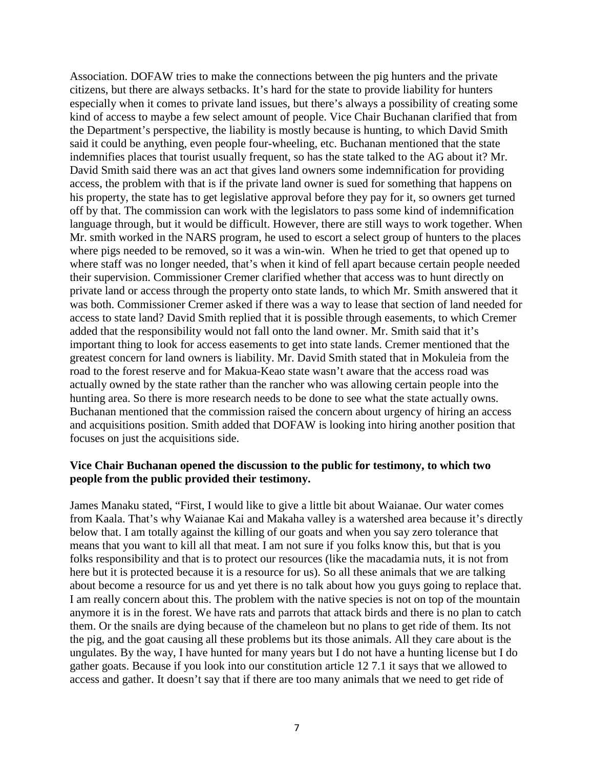Association. DOFAW tries to make the connections between the pig hunters and the private citizens, but there are always setbacks. It's hard for the state to provide liability for hunters especially when it comes to private land issues, but there's always a possibility of creating some kind of access to maybe a few select amount of people. Vice Chair Buchanan clarified that from the Department's perspective, the liability is mostly because is hunting, to which David Smith said it could be anything, even people four-wheeling, etc. Buchanan mentioned that the state indemnifies places that tourist usually frequent, so has the state talked to the AG about it? Mr. David Smith said there was an act that gives land owners some indemnification for providing access, the problem with that is if the private land owner is sued for something that happens on his property, the state has to get legislative approval before they pay for it, so owners get turned off by that. The commission can work with the legislators to pass some kind of indemnification language through, but it would be difficult. However, there are still ways to work together. When Mr. smith worked in the NARS program, he used to escort a select group of hunters to the places where pigs needed to be removed, so it was a win-win. When he tried to get that opened up to where staff was no longer needed, that's when it kind of fell apart because certain people needed their supervision. Commissioner Cremer clarified whether that access was to hunt directly on private land or access through the property onto state lands, to which Mr. Smith answered that it was both. Commissioner Cremer asked if there was a way to lease that section of land needed for access to state land? David Smith replied that it is possible through easements, to which Cremer added that the responsibility would not fall onto the land owner. Mr. Smith said that it's important thing to look for access easements to get into state lands. Cremer mentioned that the greatest concern for land owners is liability. Mr. David Smith stated that in Mokuleia from the road to the forest reserve and for Makua-Keao state wasn't aware that the access road was actually owned by the state rather than the rancher who was allowing certain people into the hunting area. So there is more research needs to be done to see what the state actually owns. Buchanan mentioned that the commission raised the concern about urgency of hiring an access and acquisitions position. Smith added that DOFAW is looking into hiring another position that focuses on just the acquisitions side.

**Vice Chair Buchanan opened the discussion to the public for testimony, to which two people from the public provided their testimony.**

James Manaku stated, "First, I would like to give a little bit about Waianae. Our water comes from Kaala. That's why Waianae Kai and Makaha valley is a watershed area because it's directly below that. I am totally against the killing of our goats and when you say zero tolerance that means that you want to kill all that meat. I am not sure if you folks know this, but that is you folks responsibility and that is to protect our resources (like the macadamia nuts, it is not from here but it is protected because it is a resource for us). So all these animals that we are talking about become a resource for us and yet there is no talk about how you guys going to replace that. I am really concern about this. The problem with the native species is not on top of the mountain anymore it is in the forest. We have rats and parrots that attack birds and there is no plan to catch them. Or the snails are dying because of the chameleon but no plans to get ride of them. Its not the pig, and the goat causing all these problems but its those animals. All they care about is the ungulates. By the way, I have hunted for many years but I do not have a hunting license but I do gather goats. Because if you look into our constitution article 12 7.1 it says that we allowed to access and gather. It doesn't say that if there are too many animals that we need to get ride of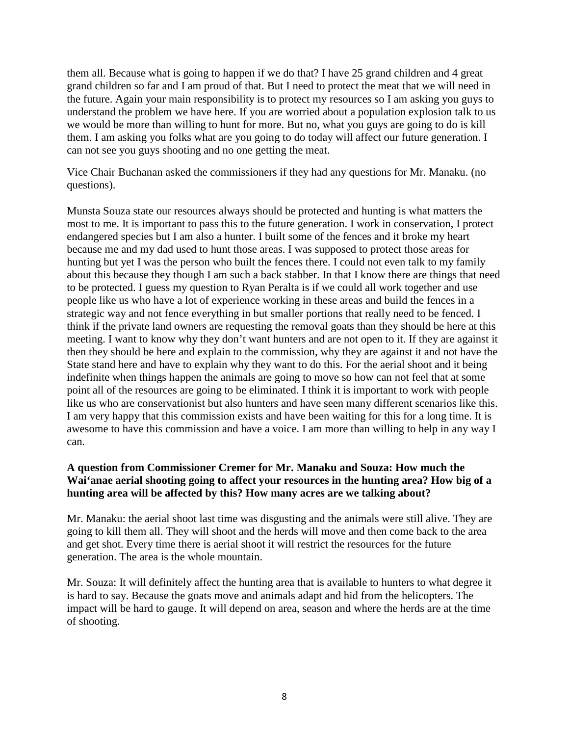them all. Because what is going to happen if we do that? I have 25 grand children and 4 great grand children so far and I am proud of that. But I need to protect the meat that we will need in the future. Again your main responsibility is to protect my resources so I am asking you guys to understand the problem we have here. If you are worried about a population explosion talk to us we would be more than willing to hunt for more. But no, what you guys are going to do is kill them. I am asking you folks what are you going to do today will affect our future generation. I can not see you guys shooting and no one getting the meat.

Vice Chair Buchanan asked the commissioners if they had any questions for Mr. Manaku. (no questions).

Munsta Souza state our resources always should be protected and hunting is what matters the most to me. It is important to pass this to the future generation. I work in conservation, I protect endangered species but I am also a hunter. I built some of the fences and it broke my heart because me and my dad used to hunt those areas. I was supposed to protect those areas for hunting but yet I was the person who built the fences there. I could not even talk to my family about this because they though I am such a back stabber. In that I know there are things that need to be protected. I guess my question to Ryan Peralta is if we could all work together and use people like us who have a lot of experience working in these areas and build the fences in a strategic way and not fence everything in but smaller portions that really need to be fenced. I think if the private land owners are requesting the removal goats than they should be here at this meeting. I want to know why they don't want hunters and are not open to it. If they are against it then they should be here and explain to the commission, why they are against it and not have the State stand here and have to explain why they want to do this. For the aerial shoot and it being indefinite when things happen the animals are going to move so how can not feel that at some point all of the resources are going to be eliminated. I think it is important to work with people like us who are conservationist but also hunters and have seen many different scenarios like this. I am very happy that this commission exists and have been waiting for this for a long time. It is awesome to have this commission and have a voice. I am more than willing to help in any way I can.

**A question from Commissioner Cremer for Mr. Manaku and Souza: How much the Wai'anae aerial shooting going to affect your resources in the hunting area? How big of a hunting area will be affected by this? How many acres are we talking about?**

Mr. Manaku: the aerial shoot last time was disgusting and the animals were still alive. They are going to kill them all. They will shoot and the herds will move and then come back to the area and get shot. Every time there is aerial shoot it will restrict the resources for the future generation. The area is the whole mountain.

Mr. Souza: It will definitely affect the hunting area that is available to hunters to what degree it is hard to say. Because the goats move and animals adapt and hid from the helicopters. The impact will be hard to gauge. It will depend on area, season and where the herds are at the time of shooting.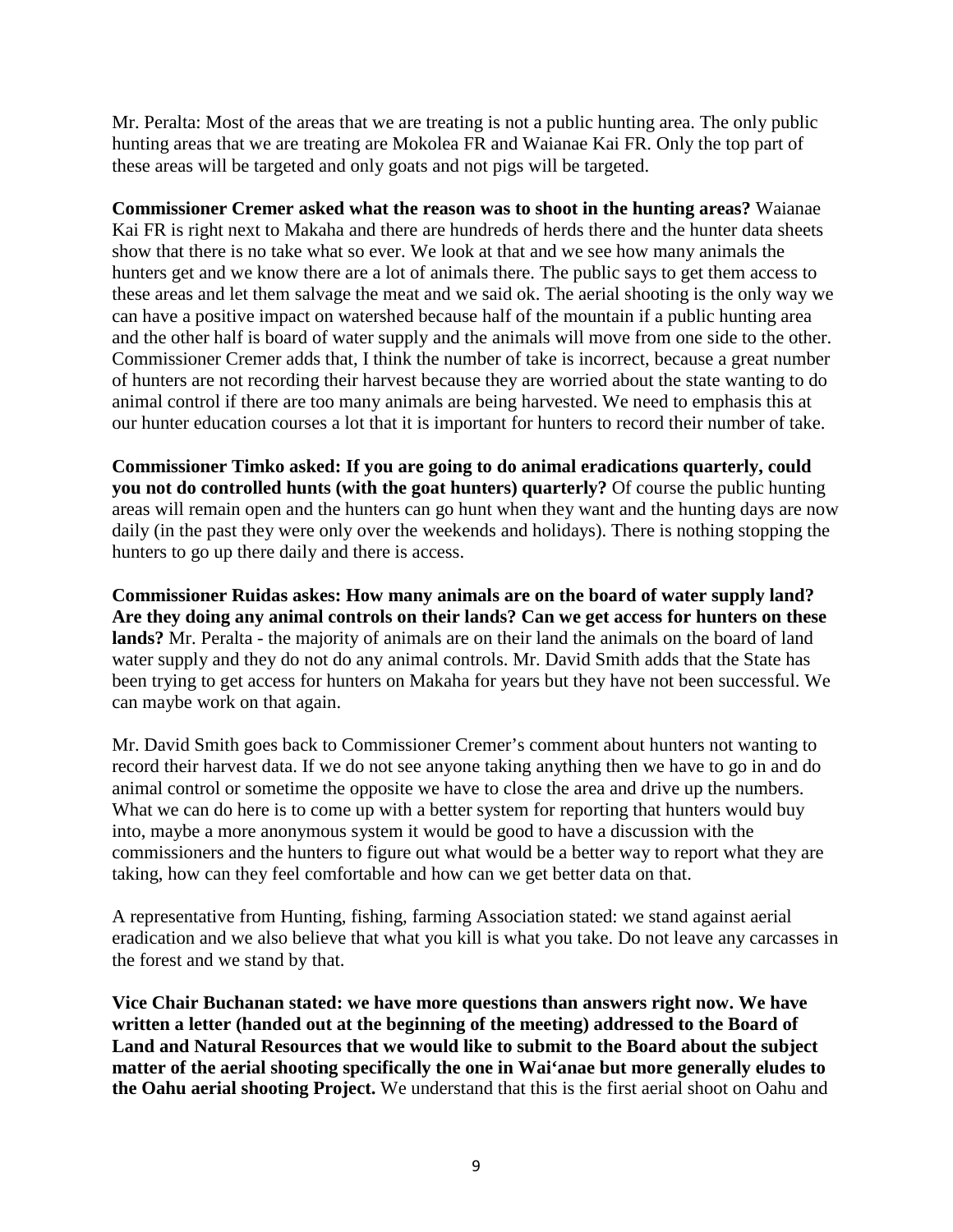Mr. Peralta: Most of the areas that we are treating is not a public hunting area. The only public hunting areas that we are treating are Mokolea FR and Waianae Kai FR. Only the top part of these areas will be targeted and only goats and not pigs will be targeted.

**Commissioner Cremer asked what the reason was to shoot in the hunting areas?** Waianae Kai FR is right next to Makaha and there are hundreds of herds there and the hunter data sheets show that there is no take what so ever. We look at that and we see how many animals the hunters get and we know there are a lot of animals there. The public says to get them access to these areas and let them salvage the meat and we said ok. The aerial shooting is the only way we can have a positive impact on watershed because half of the mountain if a public hunting area and the other half is board of water supply and the animals will move from one side to the other. Commissioner Cremer adds that, I think the number of take is incorrect, because a great number of hunters are not recording their harvest because they are worried about the state wanting to do animal control if there are too many animals are being harvested. We need to emphasis this at our hunter education courses a lot that it is important for hunters to record their number of take.

**Commissioner Timko asked: If you are going to do animal eradications quarterly, could you not do controlled hunts (with the goat hunters) quarterly?** Of course the public hunting areas will remain open and the hunters can go hunt when they want and the hunting days are now daily (in the past they were only over the weekends and holidays). There is nothing stopping the hunters to go up there daily and there is access.

**Commissioner Ruidas askes: How many animals are on the board of water supply land? Are they doing any animal controls on their lands? Can we get access for hunters on these lands?** Mr. Peralta - the majority of animals are on their land the animals on the board of land water supply and they do not do any animal controls. Mr. David Smith adds that the State has been trying to get access for hunters on Makaha for years but they have not been successful. We can maybe work on that again.

Mr. David Smith goes back to Commissioner Cremer's comment about hunters not wanting to record their harvest data. If we do not see anyone taking anything then we have to go in and do animal control or sometime the opposite we have to close the area and drive up the numbers. What we can do here is to come up with a better system for reporting that hunters would buy into, maybe a more anonymous system it would be good to have a discussion with the commissioners and the hunters to figure out what would be a better way to report what they are taking, how can they feel comfortable and how can we get better data on that.

A representative from Hunting, fishing, farming Association stated: we stand against aerial eradication and we also believe that what you kill is what you take. Do not leave any carcasses in the forest and we stand by that.

**Vice Chair Buchanan stated: we have more questions than answers right now. We have written a letter (handed out at the beginning of the meeting) addressed to the Board of Land and Natural Resources that we would like to submit to the Board about the subject matter of the aerial shooting specifically the one in Wai'anae but more generally eludes to the Oahu aerial shooting Project.** We understand that this is the first aerial shoot on Oahu and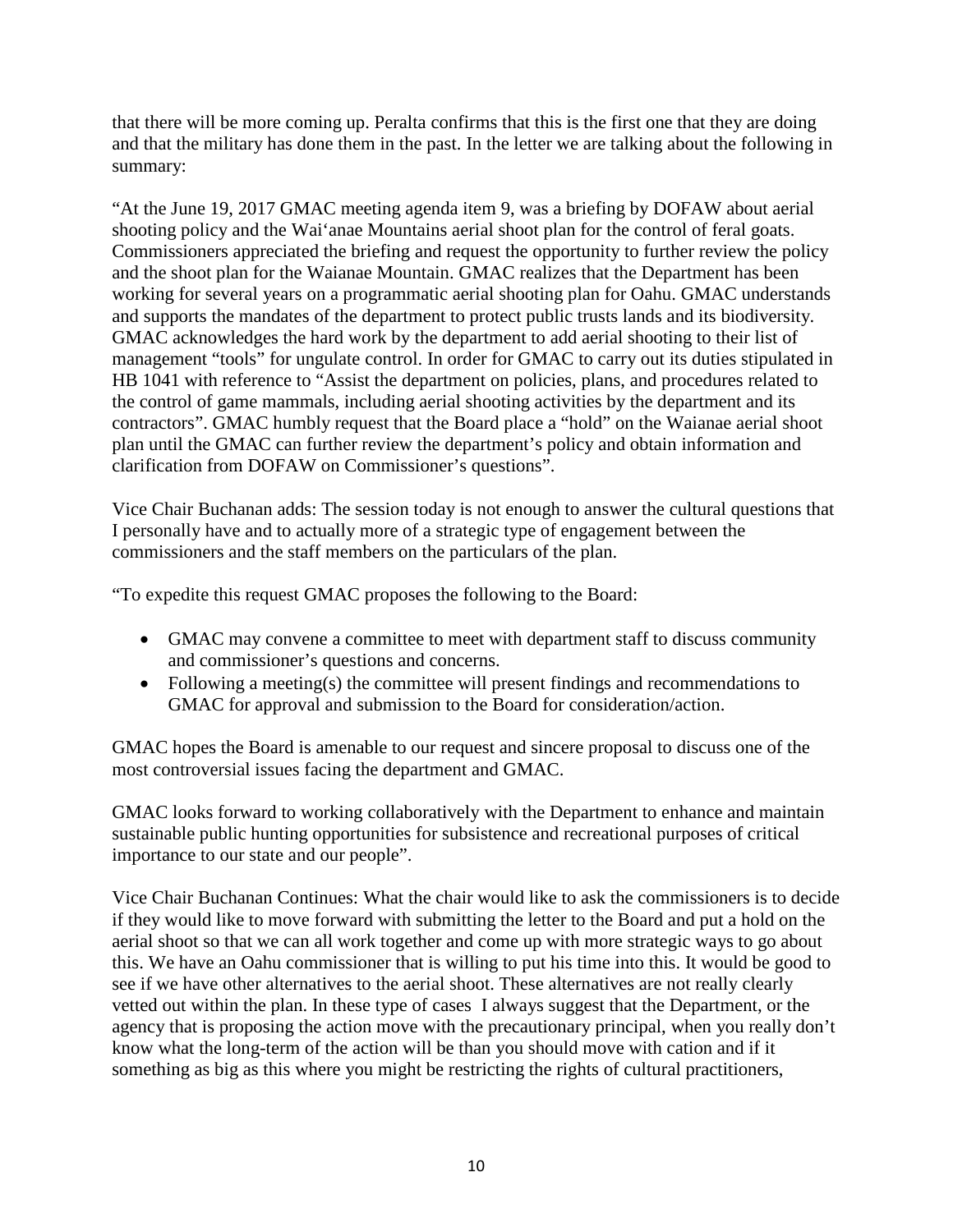that there will be more coming up. Peralta confirms that this is the first one that they are doing and that the military has done them in the past. In the letter we are talking about the following in summary:

"At the June 19, 2017 GMAC meeting agenda item 9, was a briefing by DOFAW about aerial shooting policy and the Wai'anae Mountains aerial shoot plan for the control of feral goats. Commissioners appreciated the briefing and request the opportunity to further review the policy and the shoot plan for the Waianae Mountain. GMAC realizes that the Department has been working for several years on a programmatic aerial shooting plan for Oahu. GMAC understands and supports the mandates of the department to protect public trusts lands and its biodiversity. GMAC acknowledges the hard work by the department to add aerial shooting to their list of management "tools" for ungulate control. In order for GMAC to carry out its duties stipulated in HB 1041 with reference to "Assist the department on policies, plans, and procedures related to the control of game mammals, including aerial shooting activities by the department and its contractors". GMAC humbly request that the Board place a "hold" on the Waianae aerial shoot plan until the GMAC can further review the department's policy and obtain information and clarification from DOFAW on Commissioner's questions".

Vice Chair Buchanan adds: The session today is not enough to answer the cultural questions that I personally have and to actually more of a strategic type of engagement between the commissioners and the staff members on the particulars of the plan.

"To expedite this request GMAC proposes the following to the Board:

- GMAC may convene a committee to meet with department staff to discuss community and commissioner's questions and concerns.
- Following a meeting(s) the committee will present findings and recommendations to GMAC for approval and submission to the Board for consideration/action.

GMAC hopes the Board is amenable to our request and sincere proposal to discuss one of the most controversial issues facing the department and GMAC.

GMAC looks forward to working collaboratively with the Department to enhance and maintain sustainable public hunting opportunities for subsistence and recreational purposes of critical importance to our state and our people".

Vice Chair Buchanan Continues: What the chair would like to ask the commissioners is to decide if they would like to move forward with submitting the letter to the Board and put a hold on the aerial shoot so that we can all work together and come up with more strategic ways to go about this. We have an Oahu commissioner that is willing to put his time into this. It would be good to see if we have other alternatives to the aerial shoot. These alternatives are not really clearly vetted out within the plan. In these type of cases I always suggest that the Department, or the agency that is proposing the action move with the precautionary principal, when you really don't know what the long-term of the action will be than you should move with cation and if it something as big as this where you might be restricting the rights of cultural practitioners,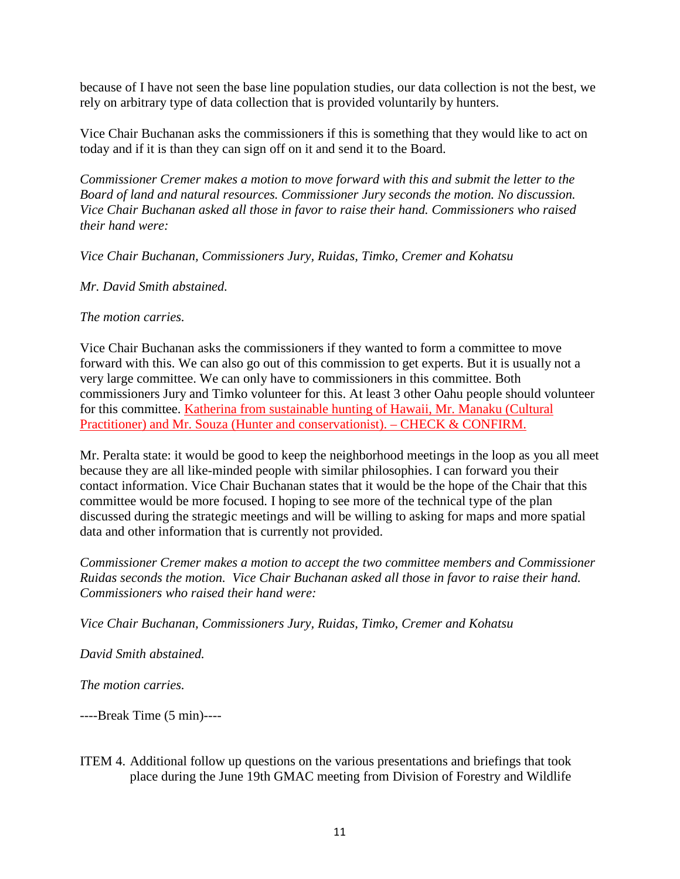because of I have not seen the base line population studies, our data collection is not the best, we rely on arbitrary type of data collection that is provided voluntarily by hunters.

Vice Chair Buchanan asks the commissioners if this is something that they would like to act on today and if it is than they can sign off on it and send it to the Board.

*Commissioner Cremer makes a motion to move forward with this and submit the letter to the Board of land and natural resources. Commissioner Jury seconds the motion. No discussion. Vice Chair Buchanan asked all those in favor to raise their hand. Commissioners who raised their hand were:*

*Vice Chair Buchanan, Commissioners Jury, Ruidas, Timko, Cremer and Kohatsu*

*Mr. David Smith abstained.*

*The motion carries.*

Vice Chair Buchanan asks the commissioners if they wanted to form a committee to move forward with this. We can also go out of this commission to get experts. But it is usually not a very large committee. We can only have to commissioners in this committee. Both commissioners Jury and Timko volunteer for this. At least 3 other Oahu people should volunteer for this committee. Katherina from sustainable hunting of Hawaii, Mr. Manaku (Cultural Practitioner) and Mr. Souza (Hunter and conservationist). – CHECK & CONFIRM.

Mr. Peralta state: it would be good to keep the neighborhood meetings in the loop as you all meet because they are all like-minded people with similar philosophies. I can forward you their contact information. Vice Chair Buchanan states that it would be the hope of the Chair that this committee would be more focused. I hoping to see more of the technical type of the plan discussed during the strategic meetings and will be willing to asking for maps and more spatial data and other information that is currently not provided.

*Commissioner Cremer makes a motion to accept the two committee members and Commissioner Ruidas seconds the motion. Vice Chair Buchanan asked all those in favor to raise their hand. Commissioners who raised their hand were:*

*Vice Chair Buchanan, Commissioners Jury, Ruidas, Timko, Cremer and Kohatsu*

*David Smith abstained.*

*The motion carries.*

----Break Time (5 min)----

ITEM 4. Additional follow up questions on the various presentations and briefings that took place during the June 19th GMAC meeting from Division of Forestry and Wildlife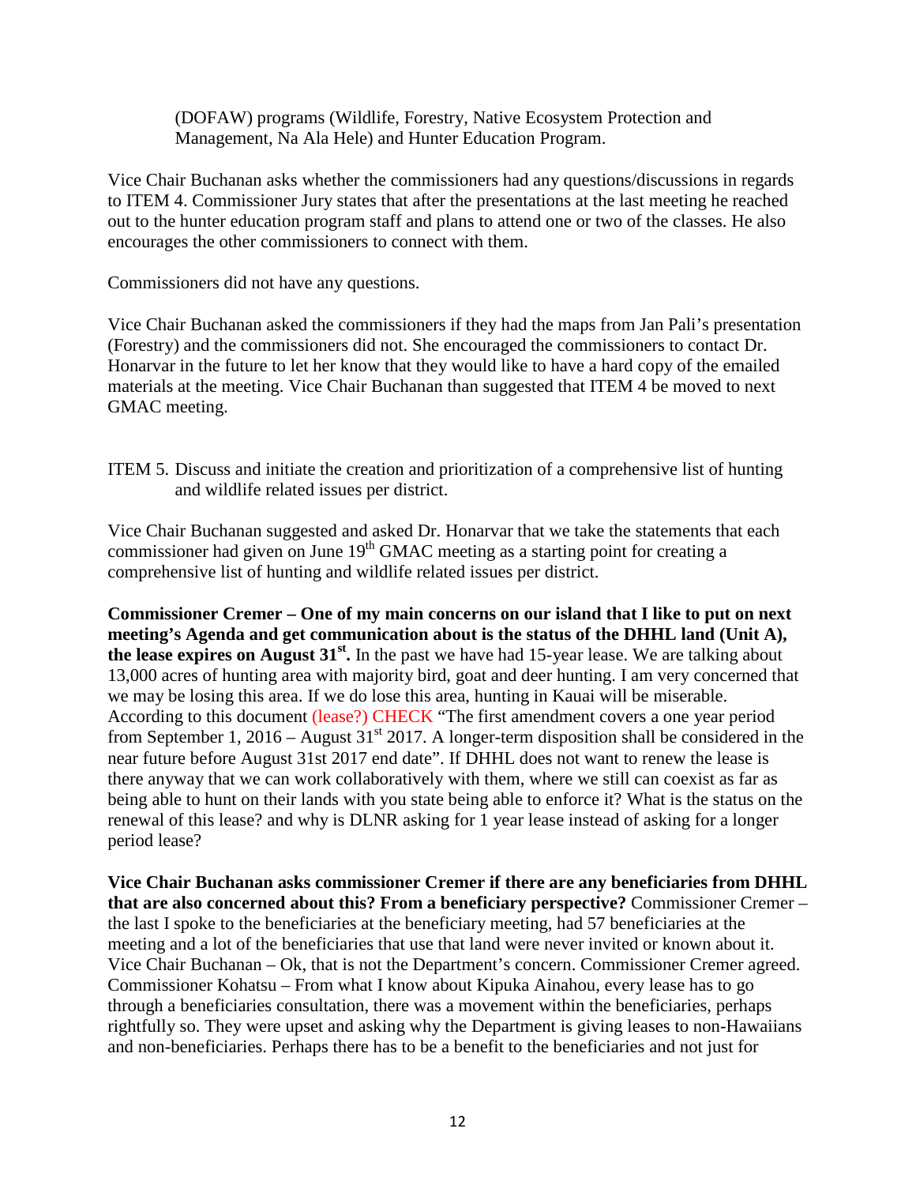(DOFAW) programs (Wildlife, Forestry, Native Ecosystem Protection and Management, Na Ala Hele) and Hunter Education Program.

Vice Chair Buchanan asks whether the commissioners had any questions/discussions in regards to ITEM 4. Commissioner Jury states that after the presentations at the last meeting he reached out to the hunter education program staff and plans to attend one or two of the classes. He also encourages the other commissioners to connect with them.

Commissioners did not have any questions.

Vice Chair Buchanan asked the commissioners if they had the maps from Jan Pali's presentation (Forestry) and the commissioners did not. She encouraged the commissioners to contact Dr. Honarvar in the future to let her know that they would like to have a hard copy of the emailed materials at the meeting. Vice Chair Buchanan than suggested that ITEM 4 be moved to next GMAC meeting.

ITEM 5. Discuss and initiate the creation and prioritization of a comprehensive list of hunting and wildlife related issues per district.

Vice Chair Buchanan suggested and asked Dr. Honarvar that we take the statements that each commissioner had given on June 19th GMAC meeting as a starting point for creating a comprehensive list of hunting and wildlife related issues per district.

**Commissioner Cremer – One of my main concerns on our island that I like to put on next meeting's Agenda and get communication about is the status of the DHHL land (Unit A), the lease expires on August 31st.** In the past we have had 15-year lease. We are talking about 13,000 acres of hunting area with majority bird, goat and deer hunting. I am very concerned that we may be losing this area. If we do lose this area, hunting in Kauai will be miserable. According to this document (lease?) CHECK "The first amendment covers a one year period from September 1, 2016 – August 31st 2017. A longer-term disposition shall be considered in the near future before August 31st 2017 end date". If DHHL does not want to renew the lease is there anyway that we can work collaboratively with them, where we still can coexist as far as being able to hunt on their lands with you state being able to enforce it? What is the status on the renewal of this lease? and why is DLNR asking for 1 year lease instead of asking for a longer period lease?

**Vice Chair Buchanan asks commissioner Cremer if there are any beneficiaries from DHHL that are also concerned about this? From a beneficiary perspective?** Commissioner Cremer – the last I spoke to the beneficiaries at the beneficiary meeting, had 57 beneficiaries at the meeting and a lot of the beneficiaries that use that land were never invited or known about it. Vice Chair Buchanan – Ok, that is not the Department's concern. Commissioner Cremer agreed. Commissioner Kohatsu – From what I know about Kipuka Ainahou, every lease has to go through a beneficiaries consultation, there was a movement within the beneficiaries, perhaps rightfully so. They were upset and asking why the Department is giving leases to non-Hawaiians and non-beneficiaries. Perhaps there has to be a benefit to the beneficiaries and not just for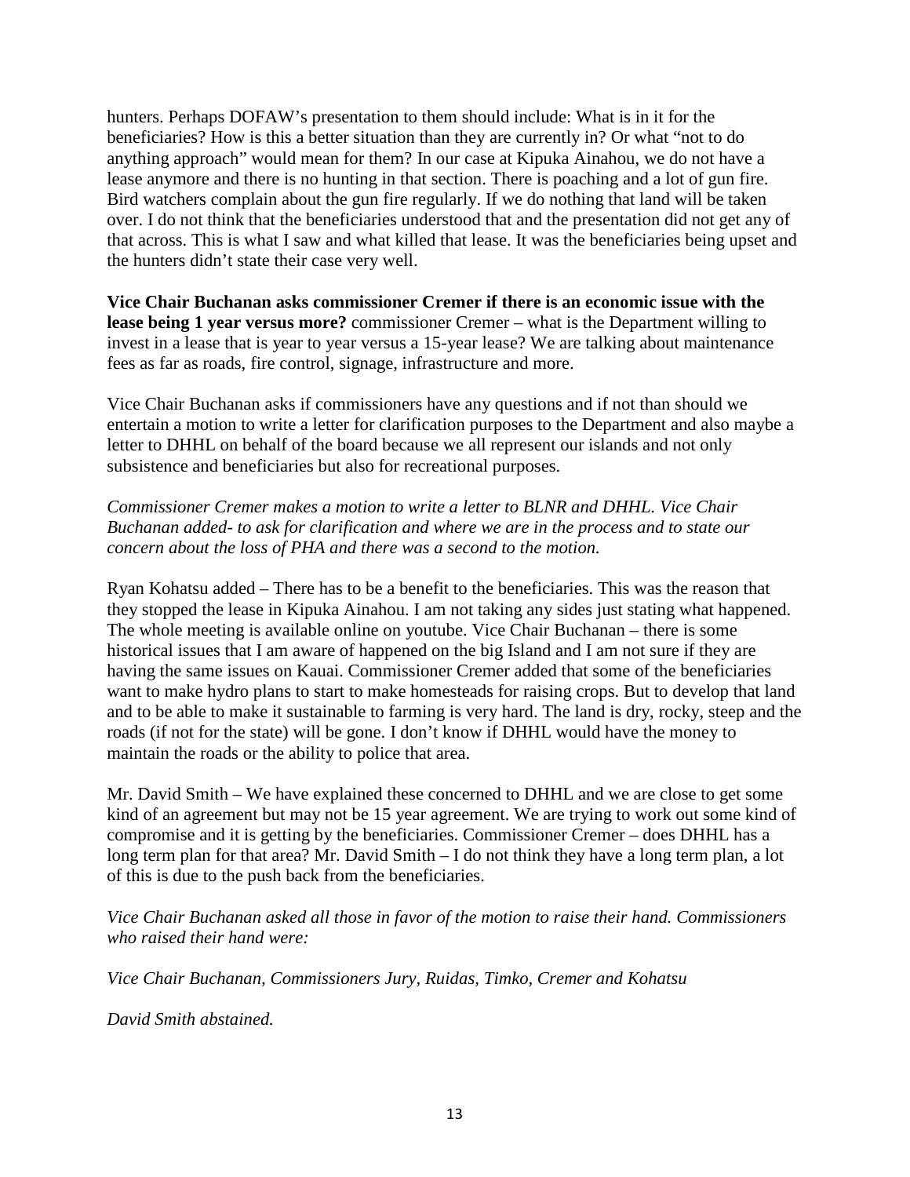hunters. Perhaps DOFAW's presentation to them should include: What is in it for the beneficiaries? How is this a better situation than they are currently in? Or what "not to do anything approach" would mean for them? In our case at Kipuka Ainahou, we do not have a lease anymore and there is no hunting in that section. There is poaching and a lot of gun fire. Bird watchers complain about the gun fire regularly. If we do nothing that land will be taken over. I do not think that the beneficiaries understood that and the presentation did not get any of that across. This is what I saw and what killed that lease. It was the beneficiaries being upset and the hunters didn't state their case very well.

**Vice Chair Buchanan asks commissioner Cremer if there is an economic issue with the lease being 1 year versus more?** commissioner Cremer – what is the Department willing to invest in a lease that is year to year versus a 15-year lease? We are talking about maintenance fees as far as roads, fire control, signage, infrastructure and more.

Vice Chair Buchanan asks if commissioners have any questions and if not than should we entertain a motion to write a letter for clarification purposes to the Department and also maybe a letter to DHHL on behalf of the board because we all represent our islands and not only subsistence and beneficiaries but also for recreational purposes.

*Commissioner Cremer makes a motion to write a letter to BLNR and DHHL. Vice Chair Buchanan added- to ask for clarification and where we are in the process and to state our concern about the loss of PHA and there was a second to the motion.*

Ryan Kohatsu added – There has to be a benefit to the beneficiaries. This was the reason that they stopped the lease in Kipuka Ainahou. I am not taking any sides just stating what happened. The whole meeting is available online on youtube. Vice Chair Buchanan – there is some historical issues that I am aware of happened on the big Island and I am not sure if they are having the same issues on Kauai. Commissioner Cremer added that some of the beneficiaries want to make hydro plans to start to make homesteads for raising crops. But to develop that land and to be able to make it sustainable to farming is very hard. The land is dry, rocky, steep and the roads (if not for the state) will be gone. I don't know if DHHL would have the money to maintain the roads or the ability to police that area.

Mr. David Smith – We have explained these concerned to DHHL and we are close to get some kind of an agreement but may not be 15 year agreement. We are trying to work out some kind of compromise and it is getting by the beneficiaries. Commissioner Cremer – does DHHL has a long term plan for that area? Mr. David Smith – I do not think they have a long term plan, a lot of this is due to the push back from the beneficiaries.

*Vice Chair Buchanan asked all those in favor of the motion to raise their hand. Commissioners who raised their hand were:*

*Vice Chair Buchanan, Commissioners Jury, Ruidas, Timko, Cremer and Kohatsu*

*David Smith abstained.*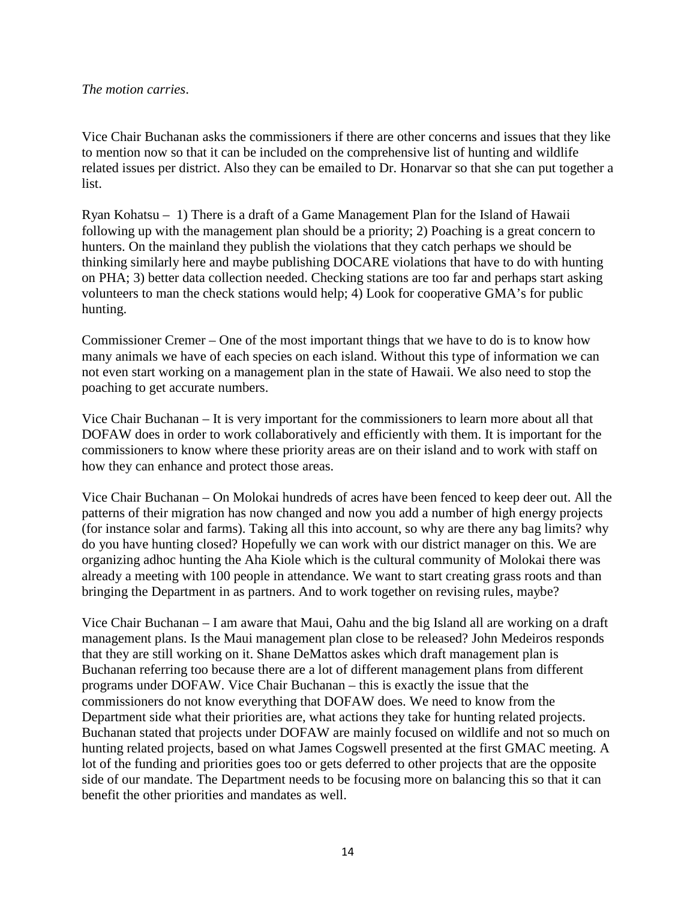*The motion carries*.

Vice Chair Buchanan asks the commissioners if there are other concerns and issues that they like to mention now so that it can be included on the comprehensive list of hunting and wildlife related issues per district. Also they can be emailed to Dr. Honarvar so that she can put together a list.

Ryan Kohatsu – 1) There is a draft of a Game Management Plan for the Island of Hawaii following up with the management plan should be a priority; 2) Poaching is a great concern to hunters. On the mainland they publish the violations that they catch perhaps we should be thinking similarly here and maybe publishing DOCARE violations that have to do with hunting on PHA; 3) better data collection needed. Checking stations are too far and perhaps start asking volunteers to man the check stations would help; 4) Look for cooperative GMA's for public hunting.

Commissioner Cremer – One of the most important things that we have to do is to know how many animals we have of each species on each island. Without this type of information we can not even start working on a management plan in the state of Hawaii. We also need to stop the poaching to get accurate numbers.

Vice Chair Buchanan – It is very important for the commissioners to learn more about all that DOFAW does in order to work collaboratively and efficiently with them. It is important for the commissioners to know where these priority areas are on their island and to work with staff on how they can enhance and protect those areas.

Vice Chair Buchanan – On Molokai hundreds of acres have been fenced to keep deer out. All the patterns of their migration has now changed and now you add a number of high energy projects (for instance solar and farms). Taking all this into account, so why are there any bag limits? why do you have hunting closed? Hopefully we can work with our district manager on this. We are organizing adhoc hunting the Aha Kiole which is the cultural community of Molokai there was already a meeting with 100 people in attendance. We want to start creating grass roots and than bringing the Department in as partners. And to work together on revising rules, maybe?

Vice Chair Buchanan – I am aware that Maui, Oahu and the big Island all are working on a draft management plans. Is the Maui management plan close to be released? John Medeiros responds that they are still working on it. Shane DeMattos askes which draft management plan is Buchanan referring too because there are a lot of different management plans from different programs under DOFAW. Vice Chair Buchanan – this is exactly the issue that the commissioners do not know everything that DOFAW does. We need to know from the Department side what their priorities are, what actions they take for hunting related projects. Buchanan stated that projects under DOFAW are mainly focused on wildlife and not so much on hunting related projects, based on what James Cogswell presented at the first GMAC meeting. A lot of the funding and priorities goes too or gets deferred to other projects that are the opposite side of our mandate. The Department needs to be focusing more on balancing this so that it can benefit the other priorities and mandates as well.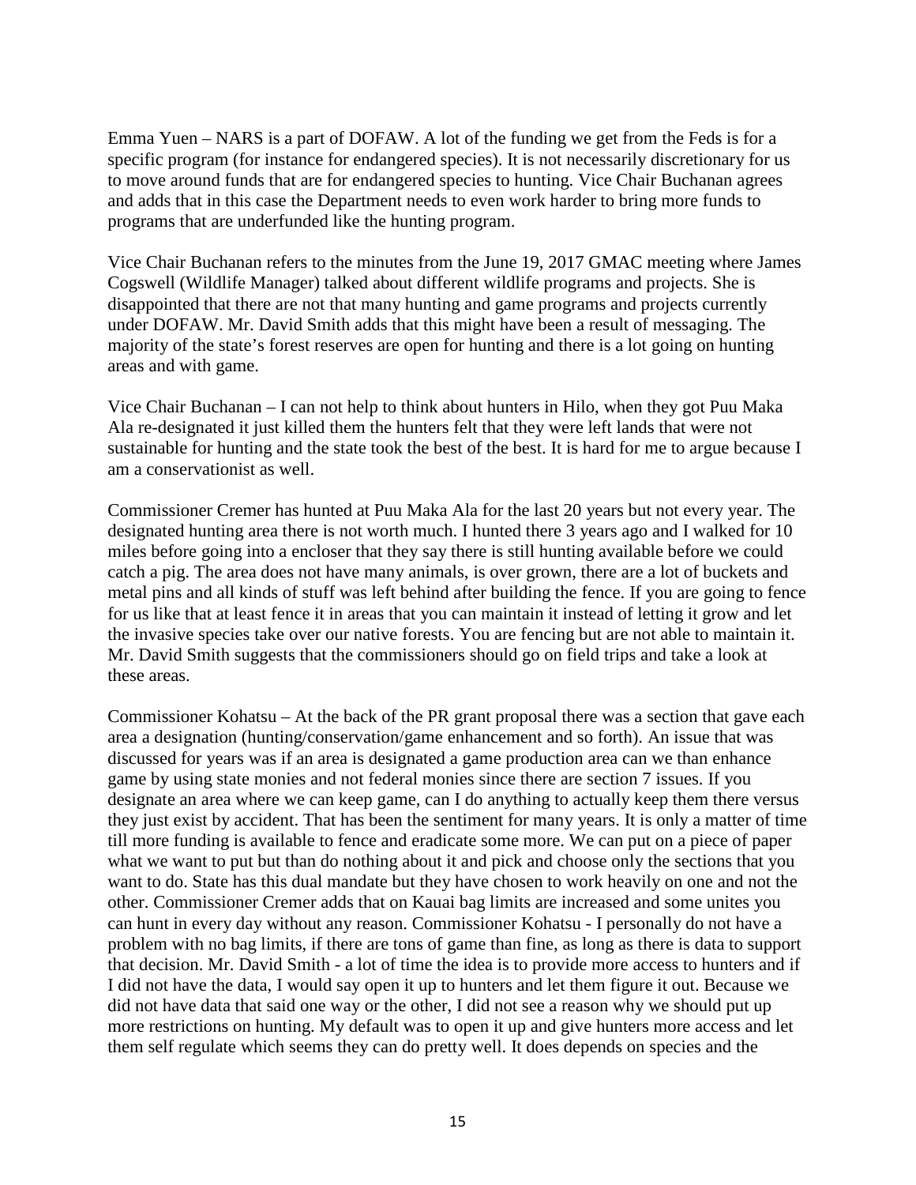Emma Yuen – NARS is a part of DOFAW. A lot of the funding we get from the Feds is for a specific program (for instance for endangered species). It is not necessarily discretionary for us to move around funds that are for endangered species to hunting. Vice Chair Buchanan agrees and adds that in this case the Department needs to even work harder to bring more funds to programs that are underfunded like the hunting program.

Vice Chair Buchanan refers to the minutes from the June 19, 2017 GMAC meeting where James Cogswell (Wildlife Manager) talked about different wildlife programs and projects. She is disappointed that there are not that many hunting and game programs and projects currently under DOFAW. Mr. David Smith adds that this might have been a result of messaging. The majority of the state's forest reserves are open for hunting and there is a lot going on hunting areas and with game.

Vice Chair Buchanan – I can not help to think about hunters in Hilo, when they got Puu Maka Ala re-designated it just killed them the hunters felt that they were left lands that were not sustainable for hunting and the state took the best of the best. It is hard for me to argue because I am a conservationist as well.

Commissioner Cremer has hunted at Puu Maka Ala for the last 20 years but not every year. The designated hunting area there is not worth much. I hunted there 3 years ago and I walked for 10 miles before going into a encloser that they say there is still hunting available before we could catch a pig. The area does not have many animals, is over grown, there are a lot of buckets and metal pins and all kinds of stuff was left behind after building the fence. If you are going to fence for us like that at least fence it in areas that you can maintain it instead of letting it grow and let the invasive species take over our native forests. You are fencing but are not able to maintain it. Mr. David Smith suggests that the commissioners should go on field trips and take a look at these areas.

Commissioner Kohatsu – At the back of the PR grant proposal there was a section that gave each area a designation (hunting/conservation/game enhancement and so forth). An issue that was discussed for years was if an area is designated a game production area can we than enhance game by using state monies and not federal monies since there are section 7 issues. If you designate an area where we can keep game, can I do anything to actually keep them there versus they just exist by accident. That has been the sentiment for many years. It is only a matter of time till more funding is available to fence and eradicate some more. We can put on a piece of paper what we want to put but than do nothing about it and pick and choose only the sections that you want to do. State has this dual mandate but they have chosen to work heavily on one and not the other. Commissioner Cremer adds that on Kauai bag limits are increased and some unites you can hunt in every day without any reason. Commissioner Kohatsu - I personally do not have a problem with no bag limits, if there are tons of game than fine, as long as there is data to support that decision. Mr. David Smith - a lot of time the idea is to provide more access to hunters and if I did not have the data, I would say open it up to hunters and let them figure it out. Because we did not have data that said one way or the other, I did not see a reason why we should put up more restrictions on hunting. My default was to open it up and give hunters more access and let them self regulate which seems they can do pretty well. It does depends on species and the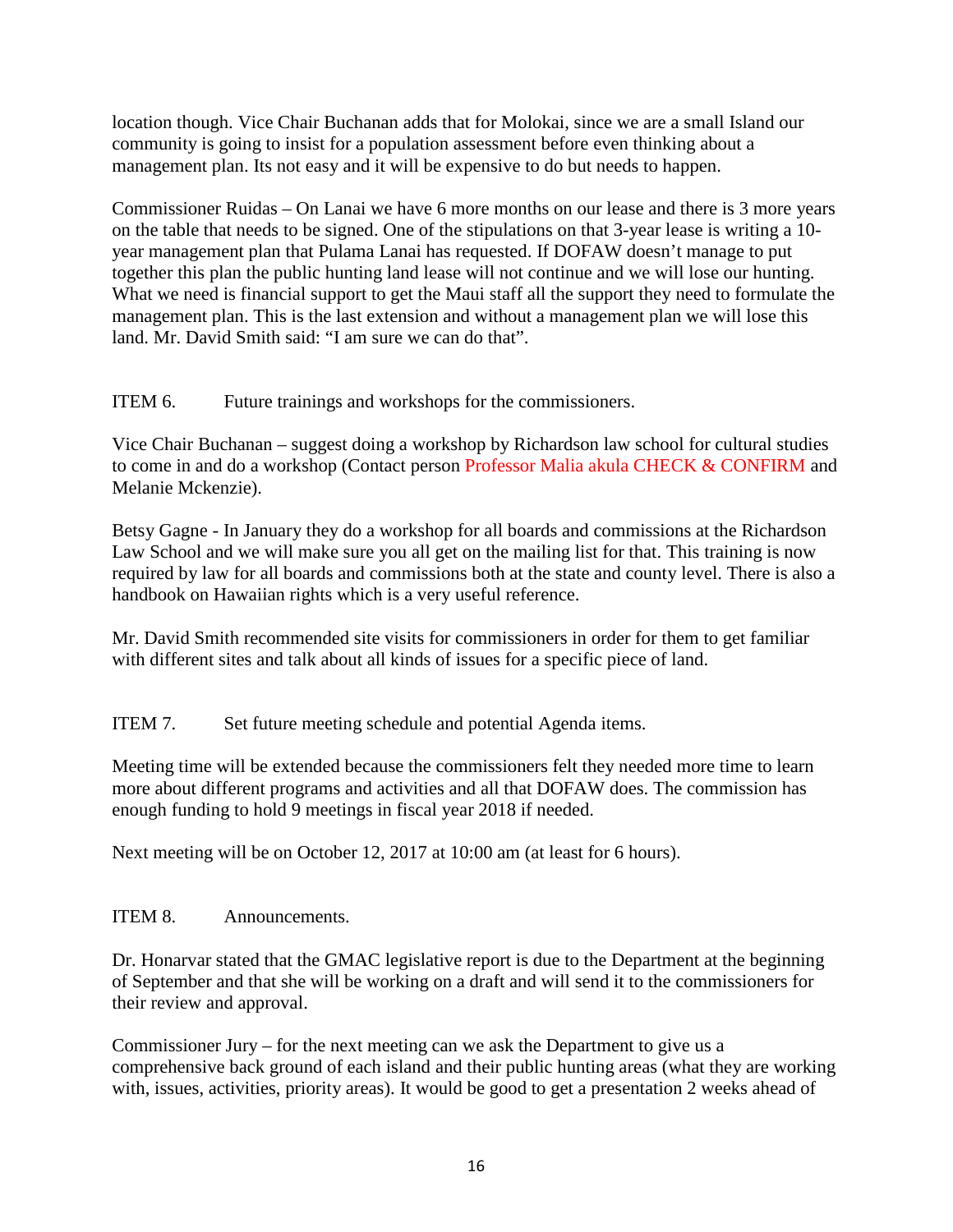location though. Vice Chair Buchanan adds that for Molokai, since we are a small Island our community is going to insist for a population assessment before even thinking about a management plan. Its not easy and it will be expensive to do but needs to happen.

Commissioner Ruidas – On Lanai we have 6 more months on our lease and there is 3 more years on the table that needs to be signed. One of the stipulations on that 3-year lease is writing a 10-year management plan that Pulama Lanai has requested. If DOFAW doesn't manage to put together this plan the public hunting land lease will not continue and we will lose our hunting. What we need is financial support to get the Maui staff all the support they need to formulate the management plan. This is the last extension and without a management plan we will lose this land. Mr. David Smith said: "I am sure we can do that".

ITEM 6. Future trainings and workshops for the commissioners.

Vice Chair Buchanan – suggest doing a workshop by Richardson law school for cultural studies to come in and do a workshop (Contact person Professor Malia akula CHECK & CONFIRM and Melanie Mckenzie).

Betsy Gagne - In January they do a workshop for all boards and commissions at the Richardson Law School and we will make sure you all get on the mailing list for that. This training is now required by law for all boards and commissions both at the state and county level. There is also a handbook on Hawaiian rights which is a very useful reference.

Mr. David Smith recommended site visits for commissioners in order for them to get familiar with different sites and talk about all kinds of issues for a specific piece of land.

ITEM 7. Set future meeting schedule and potential Agenda items.

Meeting time will be extended because the commissioners felt they needed more time to learn more about different programs and activities and all that DOFAW does. The commission has enough funding to hold 9 meetings in fiscal year 2018 if needed.

Next meeting will be on October 12, 2017 at 10:00 am (at least for 6 hours).

ITEM 8. Announcements.

Dr. Honarvar stated that the GMAC legislative report is due to the Department at the beginning of September and that she will be working on a draft and will send it to the commissioners for their review and approval.

Commissioner Jury – for the next meeting can we ask the Department to give us a comprehensive back ground of each island and their public hunting areas (what they are working with, issues, activities, priority areas). It would be good to get a presentation 2 weeks ahead of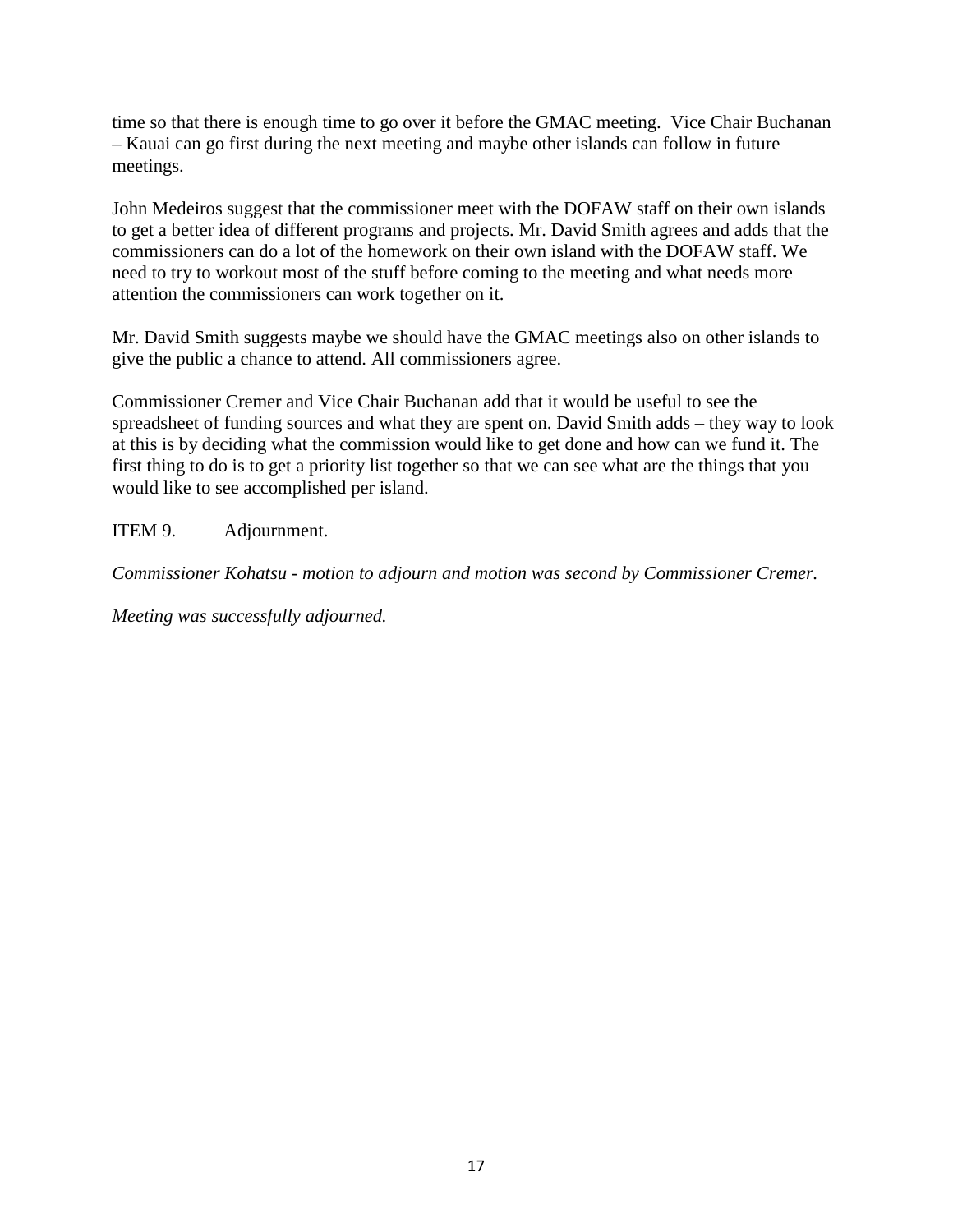time so that there is enough time to go over it before the GMAC meeting. Vice Chair Buchanan – Kauai can go first during the next meeting and maybe other islands can follow in future meetings.

John Medeiros suggest that the commissioner meet with the DOFAW staff on their own islands to get a better idea of different programs and projects. Mr. David Smith agrees and adds that the commissioners can do a lot of the homework on their own island with the DOFAW staff. We need to try to workout most of the stuff before coming to the meeting and what needs more attention the commissioners can work together on it.

Mr. David Smith suggests maybe we should have the GMAC meetings also on other islands to give the public a chance to attend. All commissioners agree.

Commissioner Cremer and Vice Chair Buchanan add that it would be useful to see the spreadsheet of funding sources and what they are spent on. David Smith adds – they way to look at this is by deciding what the commission would like to get done and how can we fund it. The first thing to do is to get a priority list together so that we can see what are the things that you would like to see accomplished per island.

ITEM 9. Adjournment.

*Commissioner Kohatsu - motion to adjourn and motion was second by Commissioner Cremer.*

*Meeting was successfully adjourned.*